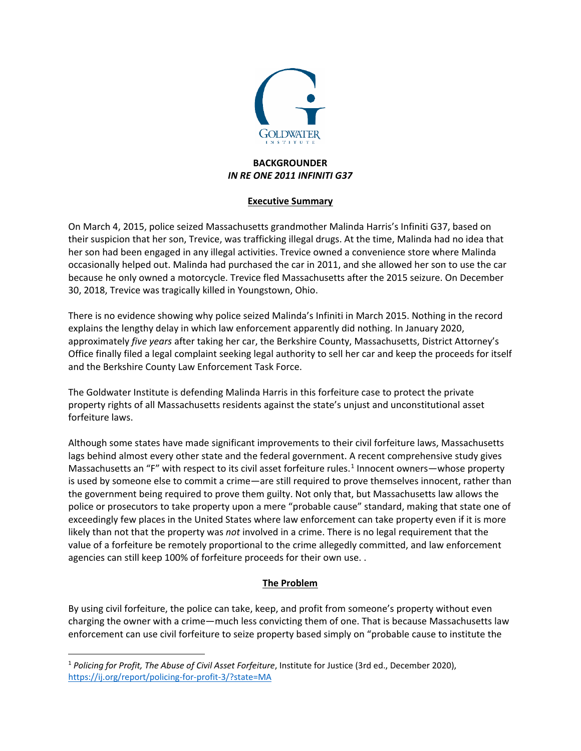**BACKGROUNDER**
***IN RE ONE 2011 INFINITI G37***

**Executive Summary**

On March 4, 2015, police seized Massachusetts grandmother Malinda Harris's Infiniti G37, based on their suspicion that her son, Trevice, was trafficking illegal drugs. At the time, Malinda had no idea that her son had been engaged in any illegal activities. Trevice owned a convenience store where Malinda occasionally helped out. Malinda had purchased the car in 2011, and she allowed her son to use the car because he only owned a motorcycle. Trevice fled Massachusetts after the 2015 seizure. On December 30, 2018, Trevice was tragically killed in Youngstown, Ohio.

There is no evidence showing why police seized Malinda's Infiniti in March 2015. Nothing in the record explains the lengthy delay in which law enforcement apparently did nothing. In January 2020, approximately *five years* after taking her car, the Berkshire County, Massachusetts, District Attorney's Office finally filed a legal complaint seeking legal authority to sell her car and keep the proceeds for itself and the Berkshire County Law Enforcement Task Force.

The Goldwater Institute is defending Malinda Harris in this forfeiture case to protect the private property rights of all Massachusetts residents against the state's unjust and unconstitutional asset forfeiture laws.

Although some states have made significant improvements to their civil forfeiture laws, Massachusetts lags behind almost every other state and the federal government. A recent comprehensive study gives Massachusetts an "F" with respect to its civil asset forfeiture rules.[1] Innocent owners—whose property is used by someone else to commit a crime—are still required to prove themselves innocent, rather than the government being required to prove them guilty. Not only that, but Massachusetts law allows the police or prosecutors to take property upon a mere "probable cause" standard, making that state one of exceedingly few places in the United States where law enforcement can take property even if it is more likely than not that the property was *not* involved in a crime. There is no legal requirement that the value of a forfeiture be remotely proportional to the crime allegedly committed, and law enforcement agencies can still keep 100% of forfeiture proceeds for their own use. .

**The Problem**

By using civil forfeiture, the police can take, keep, and profit from someone's property without even charging the owner with a crime—much less convicting them of one. That is because Massachusetts law enforcement can use civil forfeiture to seize property based simply on "probable cause to institute the

[1] *Policing for Profit, The Abuse of Civil Asset Forfeiture*, Institute for Justice (3rd ed., December 2020), https://ij.org/report/policing-for-profit-3/?state=MA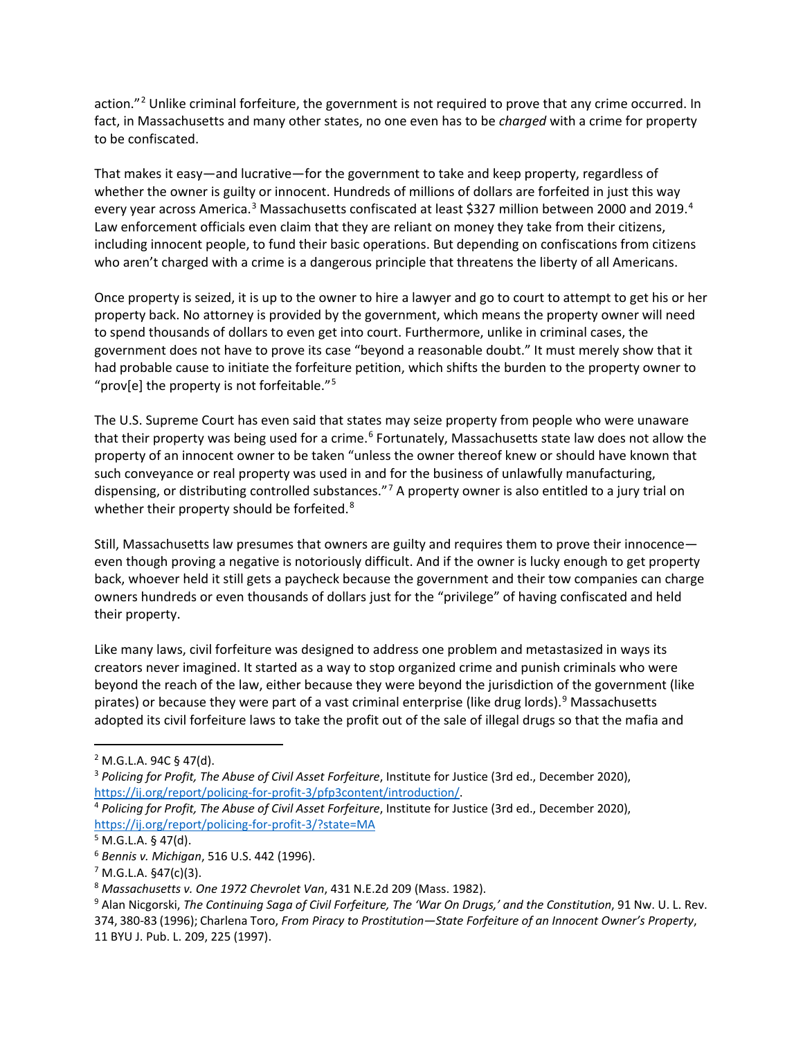action."[2] Unlike criminal forfeiture, the government is not required to prove that any crime occurred. In fact, in Massachusetts and many other states, no one even has to be *charged* with a crime for property to be confiscated.

That makes it easy—and lucrative—for the government to take and keep property, regardless of whether the owner is guilty or innocent. Hundreds of millions of dollars are forfeited in just this way every year across America.[3] Massachusetts confiscated at least $327 million between 2000 and 2019.[4] Law enforcement officials even claim that they are reliant on money they take from their citizens, including innocent people, to fund their basic operations. But depending on confiscations from citizens who aren't charged with a crime is a dangerous principle that threatens the liberty of all Americans.

Once property is seized, it is up to the owner to hire a lawyer and go to court to attempt to get his or her property back. No attorney is provided by the government, which means the property owner will need to spend thousands of dollars to even get into court. Furthermore, unlike in criminal cases, the government does not have to prove its case "beyond a reasonable doubt." It must merely show that it had probable cause to initiate the forfeiture petition, which shifts the burden to the property owner to "prov[e] the property is not forfeitable."[5]

The U.S. Supreme Court has even said that states may seize property from people who were unaware that their property was being used for a crime.[6] Fortunately, Massachusetts state law does not allow the property of an innocent owner to be taken "unless the owner thereof knew or should have known that such conveyance or real property was used in and for the business of unlawfully manufacturing, dispensing, or distributing controlled substances."[7] A property owner is also entitled to a jury trial on whether their property should be forfeited.[8]

Still, Massachusetts law presumes that owners are guilty and requires them to prove their innocence—even though proving a negative is notoriously difficult. And if the owner is lucky enough to get property back, whoever held it still gets a paycheck because the government and their tow companies can charge owners hundreds or even thousands of dollars just for the "privilege" of having confiscated and held their property.

Like many laws, civil forfeiture was designed to address one problem and metastasized in ways its creators never imagined. It started as a way to stop organized crime and punish criminals who were beyond the reach of the law, either because they were beyond the jurisdiction of the government (like pirates) or because they were part of a vast criminal enterprise (like drug lords).[9] Massachusetts adopted its civil forfeiture laws to take the profit out of the sale of illegal drugs so that the mafia and

---

[2] M.G.L.A. 94C § 47(d).

[3] *Policing for Profit, The Abuse of Civil Asset Forfeiture*, Institute for Justice (3rd ed., December 2020), https://ij.org/report/policing-for-profit-3/pfp3content/introduction/.

[4] *Policing for Profit, The Abuse of Civil Asset Forfeiture*, Institute for Justice (3rd ed., December 2020), https://ij.org/report/policing-for-profit-3/?state=MA

[5] M.G.L.A. § 47(d).

[6] *Bennis v. Michigan*, 516 U.S. 442 (1996).

[7] M.G.L.A. §47(c)(3).

[8] *Massachusetts v. One 1972 Chevrolet Van*, 431 N.E.2d 209 (Mass. 1982).

[9] Alan Nicgorski, *The Continuing Saga of Civil Forfeiture, The 'War On Drugs,' and the Constitution*, 91 Nw. U. L. Rev. 374, 380-83 (1996); Charlena Toro, *From Piracy to Prostitution—State Forfeiture of an Innocent Owner's Property*, 11 BYU J. Pub. L. 209, 225 (1997).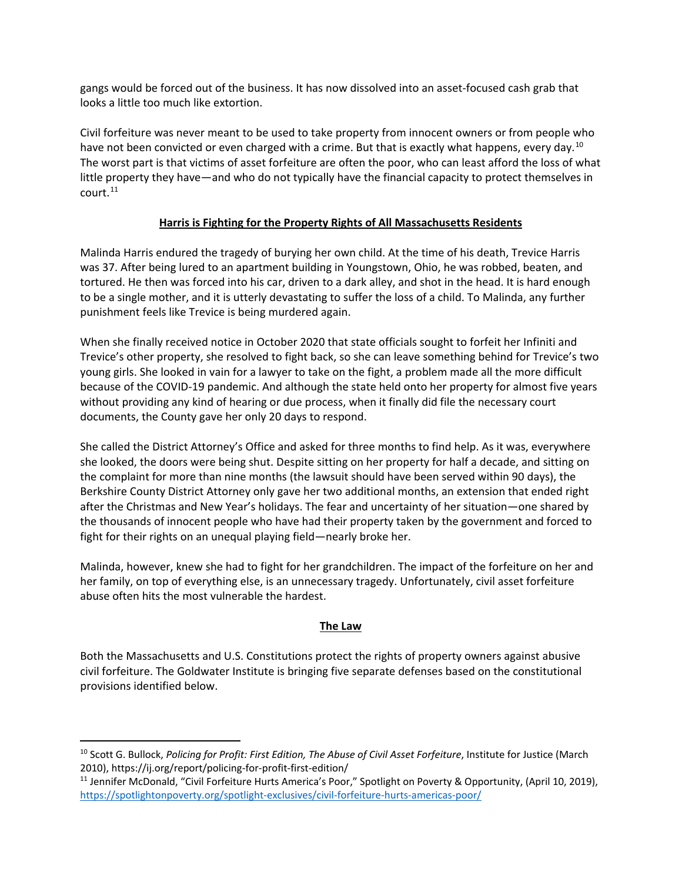gangs would be forced out of the business. It has now dissolved into an asset-focused cash grab that looks a little too much like extortion.

Civil forfeiture was never meant to be used to take property from innocent owners or from people who have not been convicted or even charged with a crime. But that is exactly what happens, every day.[10] The worst part is that victims of asset forfeiture are often the poor, who can least afford the loss of what little property they have—and who do not typically have the financial capacity to protect themselves in court.[11]

## Harris is Fighting for the Property Rights of All Massachusetts Residents

Malinda Harris endured the tragedy of burying her own child. At the time of his death, Trevice Harris was 37. After being lured to an apartment building in Youngstown, Ohio, he was robbed, beaten, and tortured. He then was forced into his car, driven to a dark alley, and shot in the head. It is hard enough to be a single mother, and it is utterly devastating to suffer the loss of a child. To Malinda, any further punishment feels like Trevice is being murdered again.

When she finally received notice in October 2020 that state officials sought to forfeit her Infiniti and Trevice's other property, she resolved to fight back, so she can leave something behind for Trevice's two young girls. She looked in vain for a lawyer to take on the fight, a problem made all the more difficult because of the COVID-19 pandemic. And although the state held onto her property for almost five years without providing any kind of hearing or due process, when it finally did file the necessary court documents, the County gave her only 20 days to respond.

She called the District Attorney's Office and asked for three months to find help. As it was, everywhere she looked, the doors were being shut. Despite sitting on her property for half a decade, and sitting on the complaint for more than nine months (the lawsuit should have been served within 90 days), the Berkshire County District Attorney only gave her two additional months, an extension that ended right after the Christmas and New Year's holidays. The fear and uncertainty of her situation—one shared by the thousands of innocent people who have had their property taken by the government and forced to fight for their rights on an unequal playing field—nearly broke her.

Malinda, however, knew she had to fight for her grandchildren. The impact of the forfeiture on her and her family, on top of everything else, is an unnecessary tragedy. Unfortunately, civil asset forfeiture abuse often hits the most vulnerable the hardest.

## The Law

Both the Massachusetts and U.S. Constitutions protect the rights of property owners against abusive civil forfeiture. The Goldwater Institute is bringing five separate defenses based on the constitutional provisions identified below.

---

[10] Scott G. Bullock, *Policing for Profit: First Edition, The Abuse of Civil Asset Forfeiture*, Institute for Justice (March 2010), https://ij.org/report/policing-for-profit-first-edition/

[11] Jennifer McDonald, "Civil Forfeiture Hurts America's Poor," Spotlight on Poverty & Opportunity, (April 10, 2019), https://spotlightonpoverty.org/spotlight-exclusives/civil-forfeiture-hurts-americas-poor/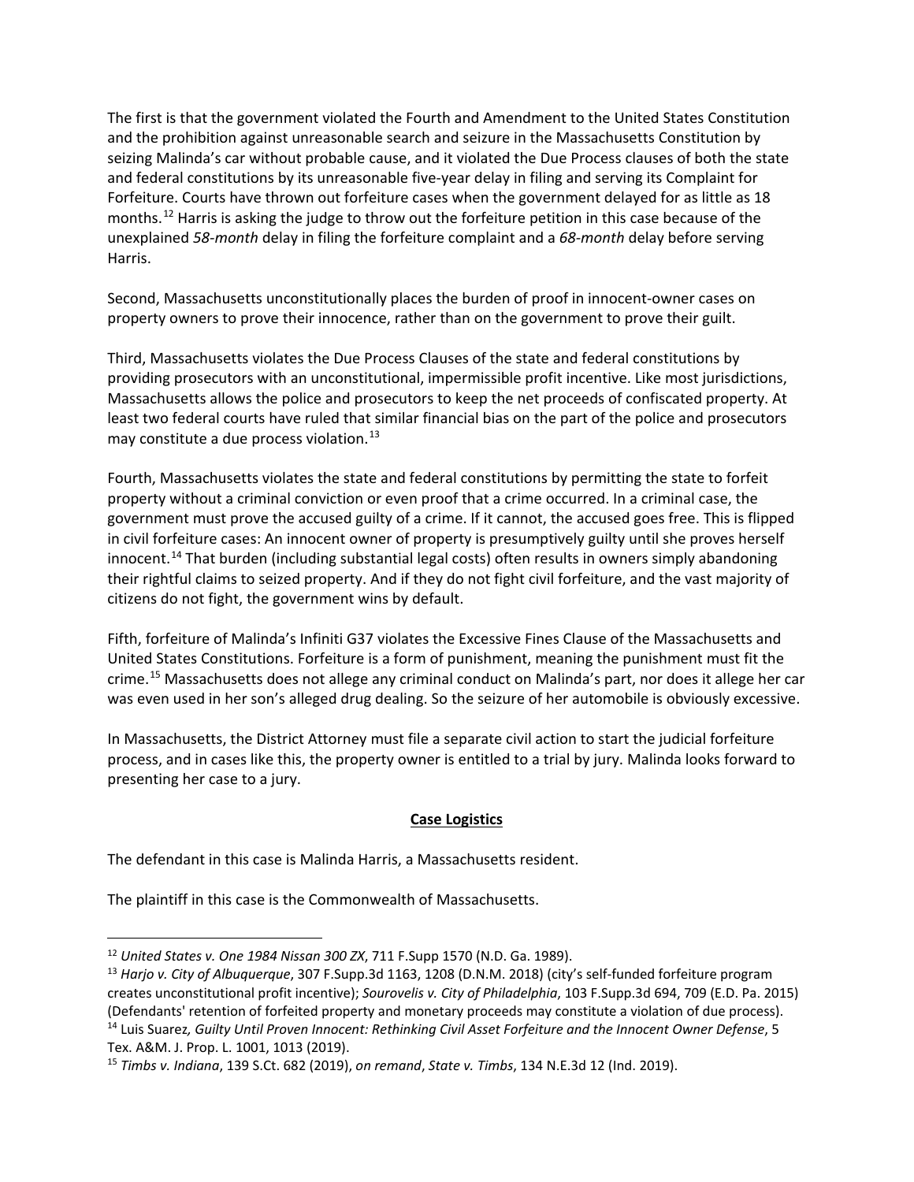The first is that the government violated the Fourth and Amendment to the United States Constitution and the prohibition against unreasonable search and seizure in the Massachusetts Constitution by seizing Malinda's car without probable cause, and it violated the Due Process clauses of both the state and federal constitutions by its unreasonable five-year delay in filing and serving its Complaint for Forfeiture. Courts have thrown out forfeiture cases when the government delayed for as little as 18 months.[12] Harris is asking the judge to throw out the forfeiture petition in this case because of the unexplained *58-month* delay in filing the forfeiture complaint and a *68-month* delay before serving Harris.

Second, Massachusetts unconstitutionally places the burden of proof in innocent-owner cases on property owners to prove their innocence, rather than on the government to prove their guilt.

Third, Massachusetts violates the Due Process Clauses of the state and federal constitutions by providing prosecutors with an unconstitutional, impermissible profit incentive. Like most jurisdictions, Massachusetts allows the police and prosecutors to keep the net proceeds of confiscated property. At least two federal courts have ruled that similar financial bias on the part of the police and prosecutors may constitute a due process violation.[13]

Fourth, Massachusetts violates the state and federal constitutions by permitting the state to forfeit property without a criminal conviction or even proof that a crime occurred. In a criminal case, the government must prove the accused guilty of a crime. If it cannot, the accused goes free. This is flipped in civil forfeiture cases: An innocent owner of property is presumptively guilty until she proves herself innocent.[14] That burden (including substantial legal costs) often results in owners simply abandoning their rightful claims to seized property. And if they do not fight civil forfeiture, and the vast majority of citizens do not fight, the government wins by default.

Fifth, forfeiture of Malinda's Infiniti G37 violates the Excessive Fines Clause of the Massachusetts and United States Constitutions. Forfeiture is a form of punishment, meaning the punishment must fit the crime.[15] Massachusetts does not allege any criminal conduct on Malinda's part, nor does it allege her car was even used in her son's alleged drug dealing. So the seizure of her automobile is obviously excessive.

In Massachusetts, the District Attorney must file a separate civil action to start the judicial forfeiture process, and in cases like this, the property owner is entitled to a trial by jury. Malinda looks forward to presenting her case to a jury.

## Case Logistics

The defendant in this case is Malinda Harris, a Massachusetts resident.

The plaintiff in this case is the Commonwealth of Massachusetts.

---

[12] *United States v. One 1984 Nissan 300 ZX*, 711 F.Supp 1570 (N.D. Ga. 1989).

[13] *Harjo v. City of Albuquerque*, 307 F.Supp.3d 1163, 1208 (D.N.M. 2018) (city's self-funded forfeiture program creates unconstitutional profit incentive); *Sourovelis v. City of Philadelphia*, 103 F.Supp.3d 694, 709 (E.D. Pa. 2015) (Defendants' retention of forfeited property and monetary proceeds may constitute a violation of due process).

[14] Luis Suarez*, Guilty Until Proven Innocent: Rethinking Civil Asset Forfeiture and the Innocent Owner Defense*, 5 Tex. A&M. J. Prop. L. 1001, 1013 (2019).

[15] *Timbs v. Indiana*, 139 S.Ct. 682 (2019), *on remand*, *State v. Timbs*, 134 N.E.3d 12 (Ind. 2019).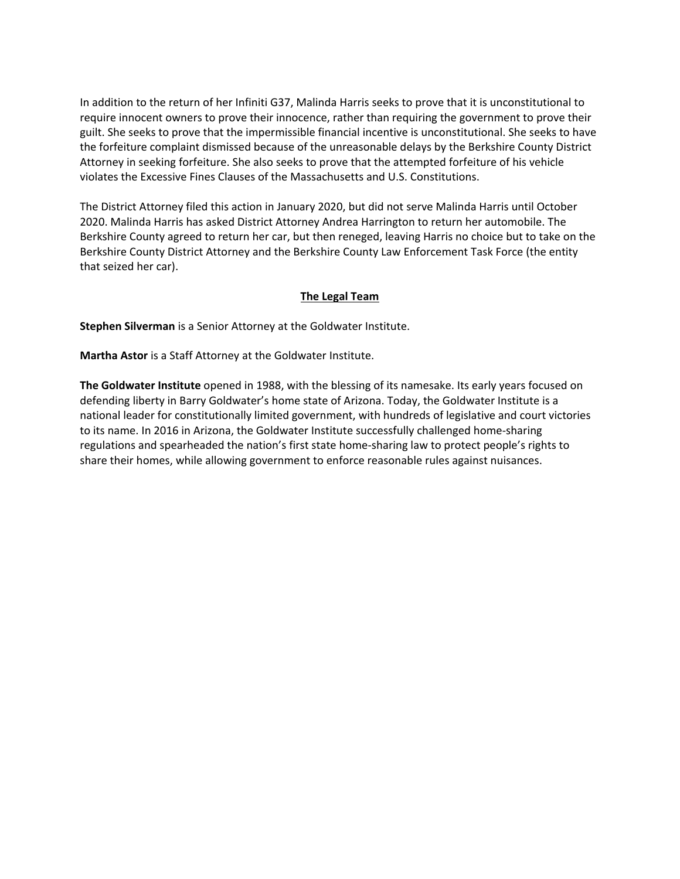In addition to the return of her Infiniti G37, Malinda Harris seeks to prove that it is unconstitutional to require innocent owners to prove their innocence, rather than requiring the government to prove their guilt. She seeks to prove that the impermissible financial incentive is unconstitutional. She seeks to have the forfeiture complaint dismissed because of the unreasonable delays by the Berkshire County District Attorney in seeking forfeiture. She also seeks to prove that the attempted forfeiture of his vehicle violates the Excessive Fines Clauses of the Massachusetts and U.S. Constitutions.

The District Attorney filed this action in January 2020, but did not serve Malinda Harris until October 2020. Malinda Harris has asked District Attorney Andrea Harrington to return her automobile. The Berkshire County agreed to return her car, but then reneged, leaving Harris no choice but to take on the Berkshire County District Attorney and the Berkshire County Law Enforcement Task Force (the entity that seized her car).

## The Legal Team

**Stephen Silverman** is a Senior Attorney at the Goldwater Institute.

**Martha Astor** is a Staff Attorney at the Goldwater Institute.

**The Goldwater Institute** opened in 1988, with the blessing of its namesake. Its early years focused on defending liberty in Barry Goldwater's home state of Arizona. Today, the Goldwater Institute is a national leader for constitutionally limited government, with hundreds of legislative and court victories to its name. In 2016 in Arizona, the Goldwater Institute successfully challenged home-sharing regulations and spearheaded the nation's first state home-sharing law to protect people's rights to share their homes, while allowing government to enforce reasonable rules against nuisances.